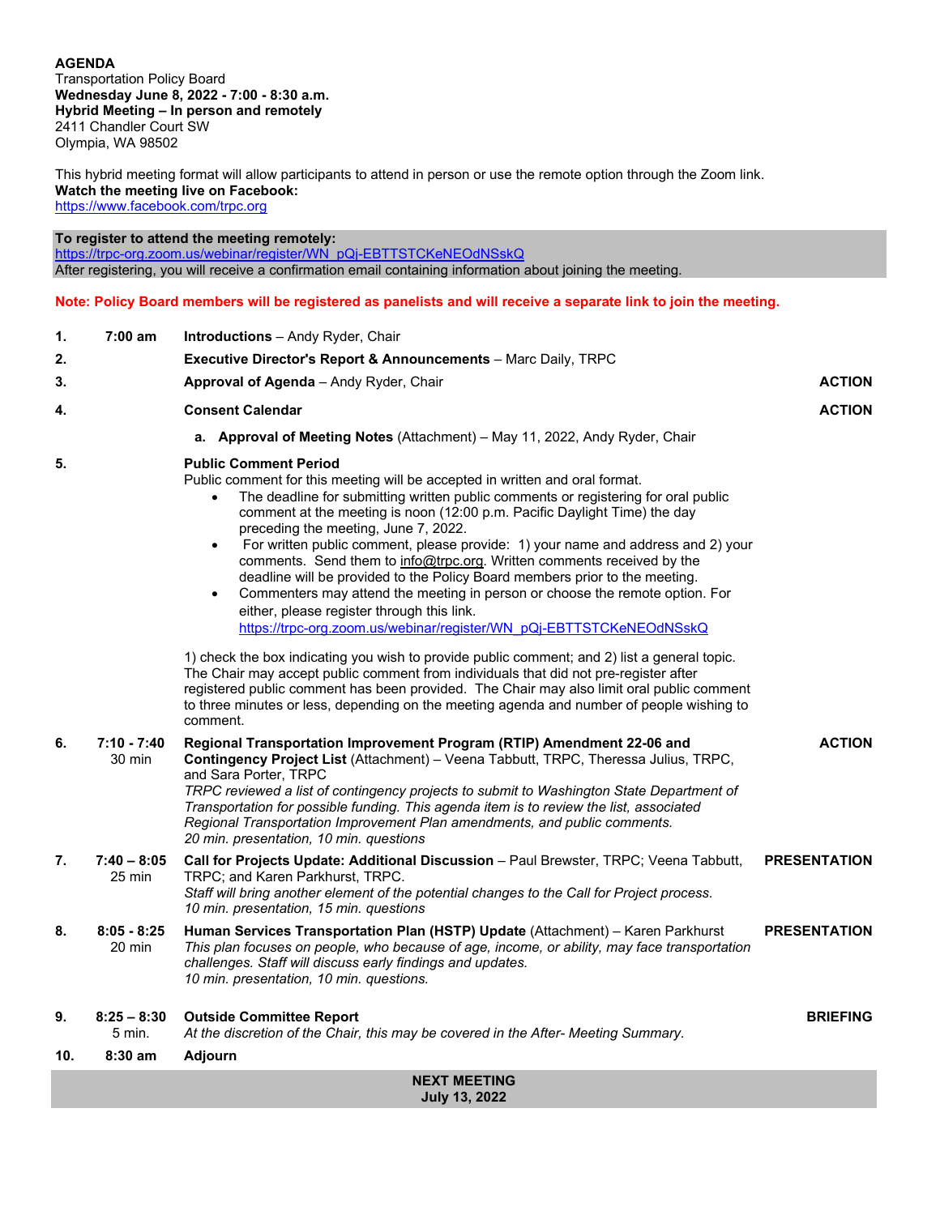**AGENDA**
Transportation Policy Board
**Wednesday June 8, 2022 - 7:00 - 8:30 a.m.**
**Hybrid Meeting – In person and remotely**
2411 Chandler Court SW
Olympia, WA 98502

This hybrid meeting format will allow participants to attend in person or use the remote option through the Zoom link.
**Watch the meeting live on Facebook:**
https://www.facebook.com/trpc.org

**To register to attend the meeting remotely:**
https://trpc-org.zoom.us/webinar/register/WN_pQj-EBTTSTCKeNEOdNSskQ
After registering, you will receive a confirmation email containing information about joining the meeting.

**Note: Policy Board members will be registered as panelists and will receive a separate link to join the meeting.**

| # | Time | Item | Type |
|---|---|---|---|
| 1. | 7:00 am | **Introductions** – Andy Ryder, Chair | |
| 2. | | **Executive Director's Report & Announcements** – Marc Daily, TRPC | |
| 3. | | **Approval of Agenda** – Andy Ryder, Chair | **ACTION** |
| 4. | | **Consent Calendar**<br>a. **Approval of Meeting Notes** (Attachment) – May 11, 2022, Andy Ryder, Chair | **ACTION** |
| 5. | | **Public Comment Period**<br>Public comment for this meeting will be accepted in written and oral format.<br>• The deadline for submitting written public comments or registering for oral public comment at the meeting is noon (12:00 p.m. Pacific Daylight Time) the day preceding the meeting, June 7, 2022.<br>• For written public comment, please provide: 1) your name and address and 2) your comments. Send them to info@trpc.org. Written comments received by the deadline will be provided to the Policy Board members prior to the meeting.<br>• Commenters may attend the meeting in person or choose the remote option. For either, please register through this link. https://trpc-org.zoom.us/webinar/register/WN_pQj-EBTTSTCKeNEOdNSskQ<br><br>1) check the box indicating you wish to provide public comment; and 2) list a general topic. The Chair may accept public comment from individuals that did not pre-register after registered public comment has been provided. The Chair may also limit oral public comment to three minutes or less, depending on the meeting agenda and number of people wishing to comment. | |
| 6. | 7:10 - 7:40<br>30 min | **Regional Transportation Improvement Program (RTIP) Amendment 22-06 and Contingency Project List** (Attachment) – Veena Tabbutt, TRPC, Theressa Julius, TRPC, and Sara Porter, TRPC<br>*TRPC reviewed a list of contingency projects to submit to Washington State Department of Transportation for possible funding. This agenda item is to review the list, associated Regional Transportation Improvement Plan amendments, and public comments.*<br>*20 min. presentation, 10 min. questions* | **ACTION** |
| 7. | 7:40 – 8:05<br>25 min | **Call for Projects Update: Additional Discussion** – Paul Brewster, TRPC; Veena Tabbutt, TRPC; and Karen Parkhurst, TRPC.<br>*Staff will bring another element of the potential changes to the Call for Project process.*<br>*10 min. presentation, 15 min. questions* | **PRESENTATION** |
| 8. | 8:05 - 8:25<br>20 min | **Human Services Transportation Plan (HSTP) Update** (Attachment) – Karen Parkhurst<br>*This plan focuses on people, who because of age, income, or ability, may face transportation challenges. Staff will discuss early findings and updates.*<br>*10 min. presentation, 10 min. questions.* | **PRESENTATION** |
| 9. | 8:25 – 8:30<br>5 min. | **Outside Committee Report**<br>*At the discretion of the Chair, this may be covered in the After- Meeting Summary.* | **BRIEFING** |
| 10. | 8:30 am | **Adjourn** | |

**NEXT MEETING**
**July 13, 2022**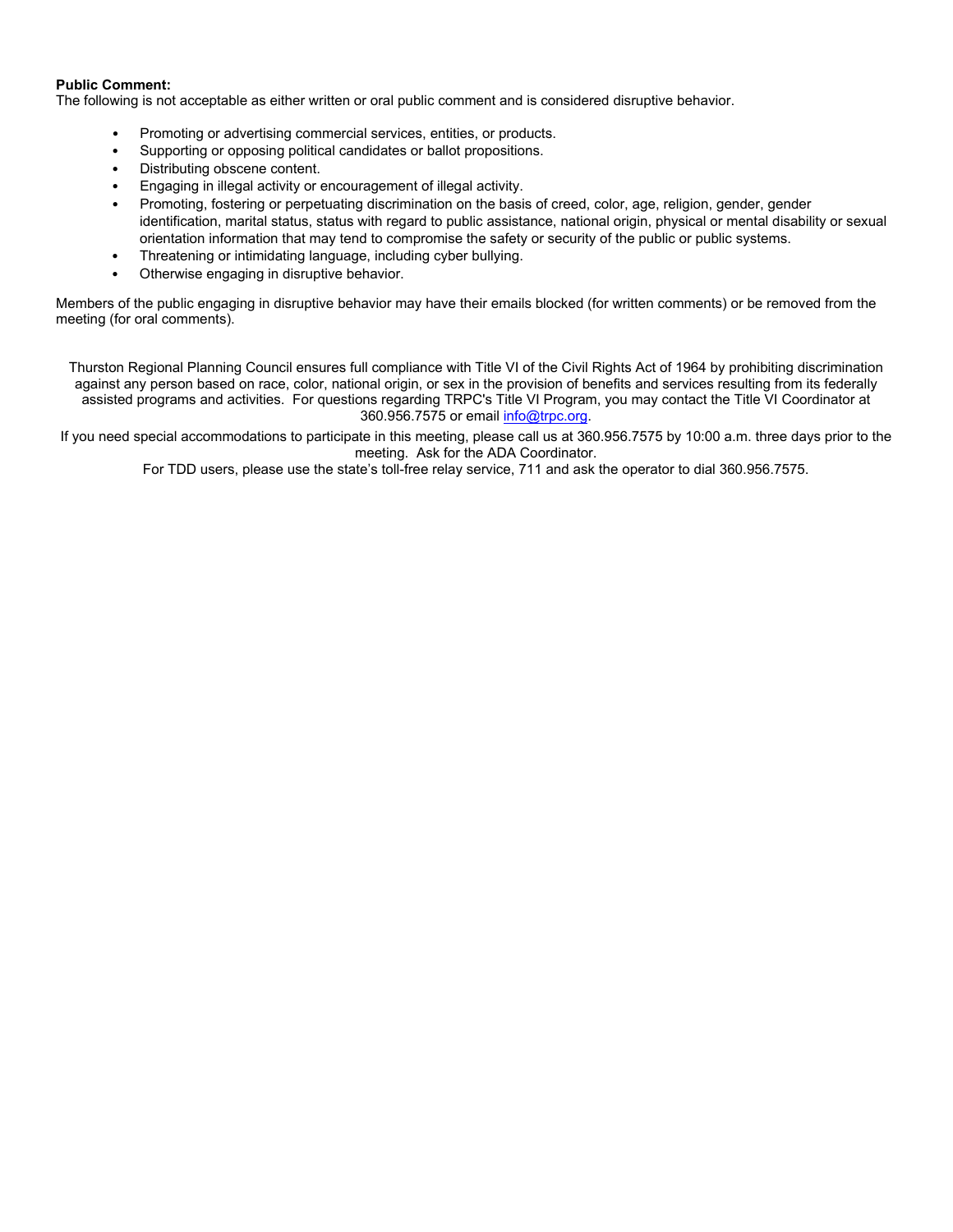**Public Comment:**
The following is not acceptable as either written or oral public comment and is considered disruptive behavior.

- Promoting or advertising commercial services, entities, or products.
- Supporting or opposing political candidates or ballot propositions.
- Distributing obscene content.
- Engaging in illegal activity or encouragement of illegal activity.
- Promoting, fostering or perpetuating discrimination on the basis of creed, color, age, religion, gender, gender identification, marital status, status with regard to public assistance, national origin, physical or mental disability or sexual orientation information that may tend to compromise the safety or security of the public or public systems.
- Threatening or intimidating language, including cyber bullying.
- Otherwise engaging in disruptive behavior.

Members of the public engaging in disruptive behavior may have their emails blocked (for written comments) or be removed from the meeting (for oral comments).

Thurston Regional Planning Council ensures full compliance with Title VI of the Civil Rights Act of 1964 by prohibiting discrimination against any person based on race, color, national origin, or sex in the provision of benefits and services resulting from its federally assisted programs and activities. For questions regarding TRPC's Title VI Program, you may contact the Title VI Coordinator at 360.956.7575 or email info@trpc.org.

If you need special accommodations to participate in this meeting, please call us at 360.956.7575 by 10:00 a.m. three days prior to the meeting. Ask for the ADA Coordinator.

For TDD users, please use the state's toll-free relay service, 711 and ask the operator to dial 360.956.7575.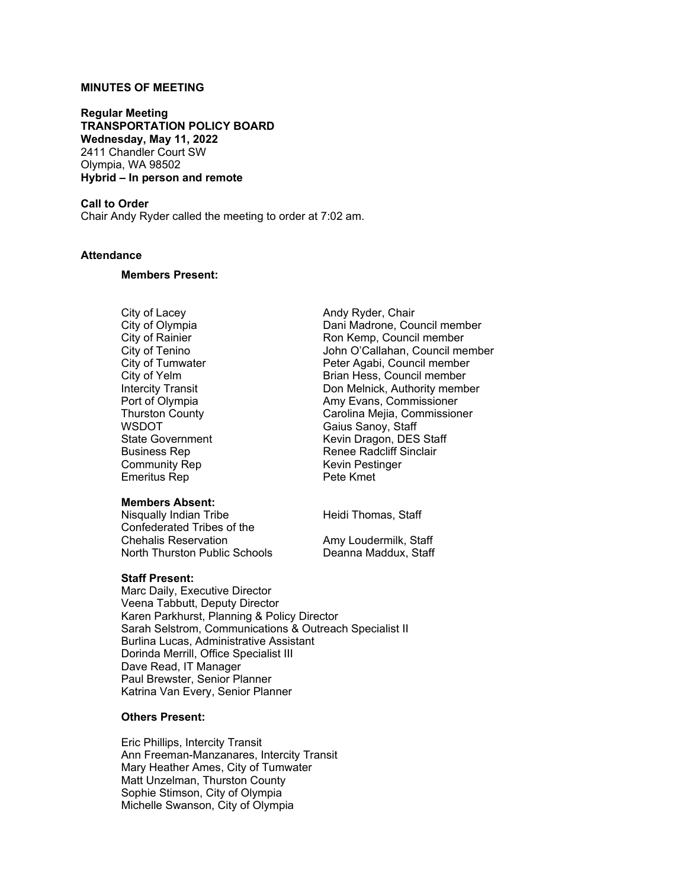**MINUTES OF MEETING**

**Regular Meeting**
**TRANSPORTATION POLICY BOARD**
**Wednesday, May 11, 2022**
2411 Chandler Court SW
Olympia, WA 98502
**Hybrid – In person and remote**

**Call to Order**
Chair Andy Ryder called the meeting to order at 7:02 am.

**Attendance**

**Members Present:**

| | |
|---|---|
| City of Lacey | Andy Ryder, Chair |
| City of Olympia | Dani Madrone, Council member |
| City of Rainier | Ron Kemp, Council member |
| City of Tenino | John O'Callahan, Council member |
| City of Tumwater | Peter Agabi, Council member |
| City of Yelm | Brian Hess, Council member |
| Intercity Transit | Don Melnick, Authority member |
| Port of Olympia | Amy Evans, Commissioner |
| Thurston County | Carolina Mejia, Commissioner |
| WSDOT | Gaius Sanoy, Staff |
| State Government | Kevin Dragon, DES Staff |
| Business Rep | Renee Radcliff Sinclair |
| Community Rep | Kevin Pestinger |
| Emeritus Rep | Pete Kmet |

**Members Absent:**

| | |
|---|---|
| Nisqually Indian Tribe | Heidi Thomas, Staff |
| Confederated Tribes of the Chehalis Reservation | Amy Loudermilk, Staff |
| North Thurston Public Schools | Deanna Maddux, Staff |

**Staff Present:**
Marc Daily, Executive Director
Veena Tabbutt, Deputy Director
Karen Parkhurst, Planning & Policy Director
Sarah Selstrom, Communications & Outreach Specialist II
Burlina Lucas, Administrative Assistant
Dorinda Merrill, Office Specialist III
Dave Read, IT Manager
Paul Brewster, Senior Planner
Katrina Van Every, Senior Planner

**Others Present:**

Eric Phillips, Intercity Transit
Ann Freeman-Manzanares, Intercity Transit
Mary Heather Ames, City of Tumwater
Matt Unzelman, Thurston County
Sophie Stimson, City of Olympia
Michelle Swanson, City of Olympia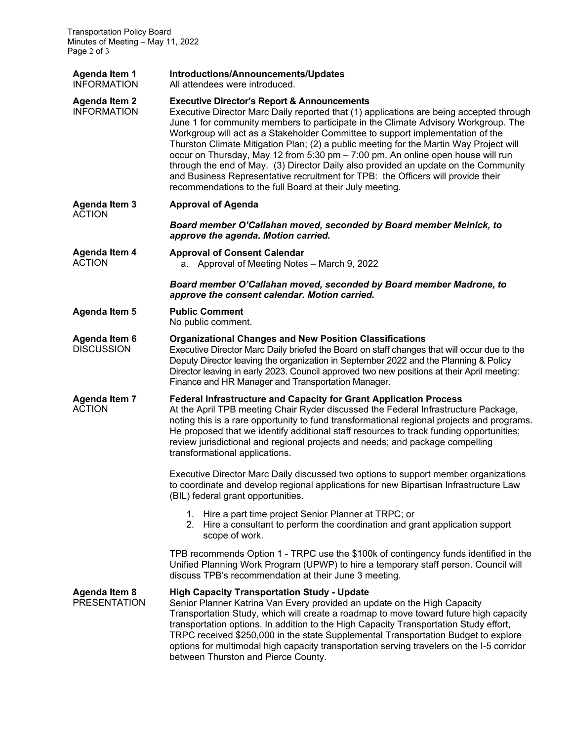**Agenda Item 1**
INFORMATION

**Introductions/Announcements/Updates**
All attendees were introduced.

**Agenda Item 2**
INFORMATION

**Executive Director's Report & Announcements**
Executive Director Marc Daily reported that (1) applications are being accepted through June 1 for community members to participate in the Climate Advisory Workgroup. The Workgroup will act as a Stakeholder Committee to support implementation of the Thurston Climate Mitigation Plan; (2) a public meeting for the Martin Way Project will occur on Thursday, May 12 from 5:30 pm – 7:00 pm. An online open house will run through the end of May. (3) Director Daily also provided an update on the Community and Business Representative recruitment for TPB: the Officers will provide their recommendations to the full Board at their July meeting.

**Agenda Item 3**
ACTION

**Approval of Agenda**

***Board member O'Callahan moved, seconded by Board member Melnick, to approve the agenda. Motion carried.***

**Agenda Item 4**
ACTION

**Approval of Consent Calendar**

a. Approval of Meeting Notes – March 9, 2022

***Board member O'Callahan moved, seconded by Board member Madrone, to approve the consent calendar. Motion carried.***

**Agenda Item 5**

**Public Comment**
No public comment.

**Agenda Item 6**
DISCUSSION

**Organizational Changes and New Position Classifications**
Executive Director Marc Daily briefed the Board on staff changes that will occur due to the Deputy Director leaving the organization in September 2022 and the Planning & Policy Director leaving in early 2023. Council approved two new positions at their April meeting: Finance and HR Manager and Transportation Manager.

**Agenda Item 7**
ACTION

**Federal Infrastructure and Capacity for Grant Application Process**
At the April TPB meeting Chair Ryder discussed the Federal Infrastructure Package, noting this is a rare opportunity to fund transformational regional projects and programs. He proposed that we identify additional staff resources to track funding opportunities; review jurisdictional and regional projects and needs; and package compelling transformational applications.

Executive Director Marc Daily discussed two options to support member organizations to coordinate and develop regional applications for new Bipartisan Infrastructure Law (BIL) federal grant opportunities.

1. Hire a part time project Senior Planner at TRPC; or
2. Hire a consultant to perform the coordination and grant application support scope of work.

TPB recommends Option 1 - TRPC use the $100k of contingency funds identified in the Unified Planning Work Program (UPWP) to hire a temporary staff person. Council will discuss TPB's recommendation at their June 3 meeting.

**Agenda Item 8**
PRESENTATION

**High Capacity Transportation Study - Update**
Senior Planner Katrina Van Every provided an update on the High Capacity Transportation Study, which will create a roadmap to move toward future high capacity transportation options. In addition to the High Capacity Transportation Study effort, TRPC received $250,000 in the state Supplemental Transportation Budget to explore options for multimodal high capacity transportation serving travelers on the I-5 corridor between Thurston and Pierce County.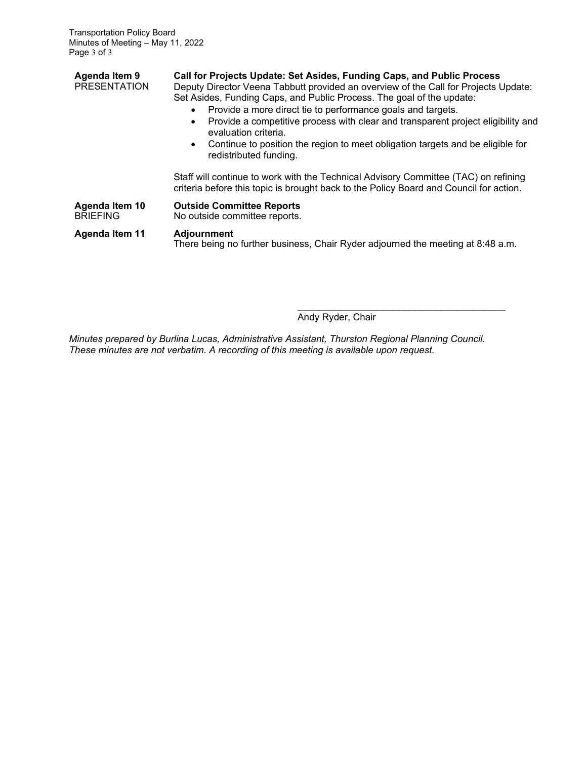**Agenda Item 9**
PRESENTATION

**Call for Projects Update: Set Asides, Funding Caps, and Public Process**

Deputy Director Veena Tabbutt provided an overview of the Call for Projects Update: Set Asides, Funding Caps, and Public Process. The goal of the update:

- Provide a more direct tie to performance goals and targets.
- Provide a competitive process with clear and transparent project eligibility and evaluation criteria.
- Continue to position the region to meet obligation targets and be eligible for redistributed funding.

Staff will continue to work with the Technical Advisory Committee (TAC) on refining criteria before this topic is brought back to the Policy Board and Council for action.

**Agenda Item 10**
BRIEFING

**Outside Committee Reports**

No outside committee reports.

**Agenda Item 11**

**Adjournment**

There being no further business, Chair Ryder adjourned the meeting at 8:48 a.m.

\_\_\_\_\_\_\_\_\_\_\_\_\_\_\_\_\_\_\_\_\_\_\_\_\_\_\_\_\_\_\_\_\_\_\_\_\_\_\_\_
Andy Ryder, Chair

*Minutes prepared by Burlina Lucas, Administrative Assistant, Thurston Regional Planning Council. These minutes are not verbatim. A recording of this meeting is available upon request.*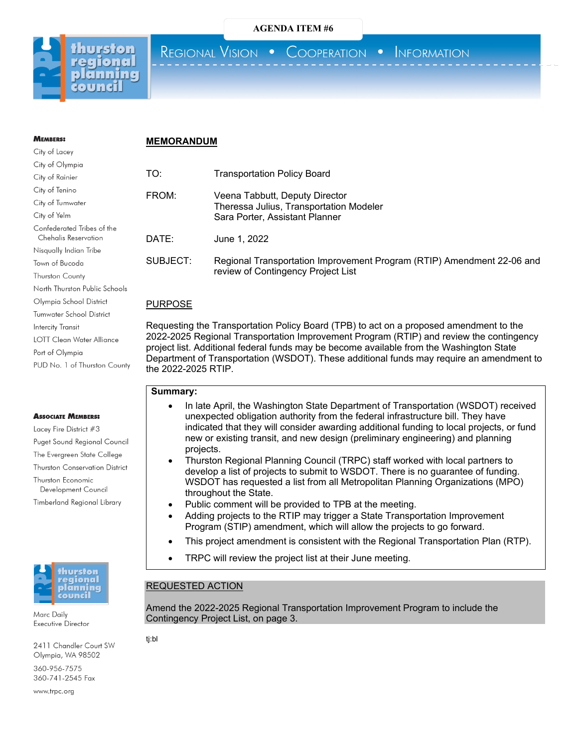AGENDA ITEM #6

**thurston regional planning council**

REGIONAL VISION • COOPERATION • INFORMATION

**MEMBERS:**

City of Lacey
City of Olympia
City of Rainier
City of Tenino
City of Tumwater
City of Yelm
Confederated Tribes of the Chehalis Reservation
Nisqually Indian Tribe
Town of Bucoda
Thurston County
North Thurston Public Schools
Olympia School District
Tumwater School District
Intercity Transit
LOTT Clean Water Alliance
Port of Olympia
PUD No. 1 of Thurston County

**ASSOCIATE MEMBERS:**

Lacey Fire District #3
Puget Sound Regional Council
The Evergreen State College
Thurston Conservation District
Thurston Economic Development Council
Timberland Regional Library

Marc Daily
Executive Director

2411 Chandler Court SW
Olympia, WA 98502

360-956-7575
360-741-2545 Fax

www.trpc.org

## MEMORANDUM

| | |
|---|---|
| TO: | Transportation Policy Board |
| FROM: | Veena Tabbutt, Deputy Director<br>Theressa Julius, Transportation Modeler<br>Sara Porter, Assistant Planner |
| DATE: | June 1, 2022 |
| SUBJECT: | Regional Transportation Improvement Program (RTIP) Amendment 22-06 and review of Contingency Project List |

## PURPOSE

Requesting the Transportation Policy Board (TPB) to act on a proposed amendment to the 2022-2025 Regional Transportation Improvement Program (RTIP) and review the contingency project list. Additional federal funds may be become available from the Washington State Department of Transportation (WSDOT). These additional funds may require an amendment to the 2022-2025 RTIP.

**Summary:**

- In late April, the Washington State Department of Transportation (WSDOT) received unexpected obligation authority from the federal infrastructure bill. They have indicated that they will consider awarding additional funding to local projects, or fund new or existing transit, and new design (preliminary engineering) and planning projects.
- Thurston Regional Planning Council (TRPC) staff worked with local partners to develop a list of projects to submit to WSDOT. There is no guarantee of funding. WSDOT has requested a list from all Metropolitan Planning Organizations (MPO) throughout the State.
- Public comment will be provided to TPB at the meeting.
- Adding projects to the RTIP may trigger a State Transportation Improvement Program (STIP) amendment, which will allow the projects to go forward.
- This project amendment is consistent with the Regional Transportation Plan (RTP).
- TRPC will review the project list at their June meeting.

## REQUESTED ACTION

Amend the 2022-2025 Regional Transportation Improvement Program to include the Contingency Project List, on page 3.

tj:bl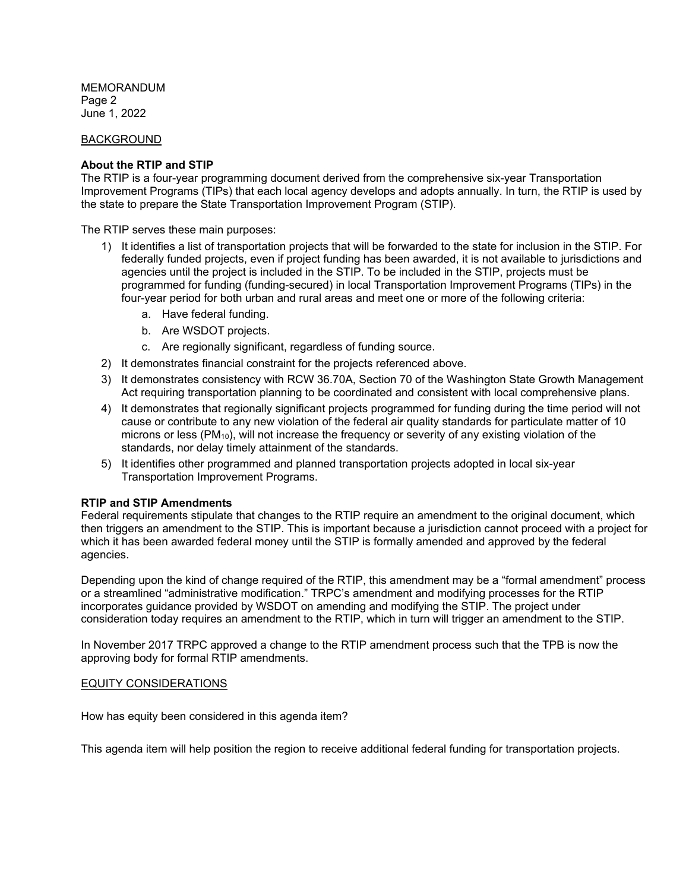MEMORANDUM
Page 2
June 1, 2022

BACKGROUND

**About the RTIP and STIP**
The RTIP is a four-year programming document derived from the comprehensive six-year Transportation Improvement Programs (TIPs) that each local agency develops and adopts annually. In turn, the RTIP is used by the state to prepare the State Transportation Improvement Program (STIP).

The RTIP serves these main purposes:

1) It identifies a list of transportation projects that will be forwarded to the state for inclusion in the STIP. For federally funded projects, even if project funding has been awarded, it is not available to jurisdictions and agencies until the project is included in the STIP. To be included in the STIP, projects must be programmed for funding (funding-secured) in local Transportation Improvement Programs (TIPs) in the four-year period for both urban and rural areas and meet one or more of the following criteria:
    a. Have federal funding.
    b. Are WSDOT projects.
    c. Are regionally significant, regardless of funding source.
2) It demonstrates financial constraint for the projects referenced above.
3) It demonstrates consistency with RCW 36.70A, Section 70 of the Washington State Growth Management Act requiring transportation planning to be coordinated and consistent with local comprehensive plans.
4) It demonstrates that regionally significant projects programmed for funding during the time period will not cause or contribute to any new violation of the federal air quality standards for particulate matter of 10 microns or less ($PM_{10}$), will not increase the frequency or severity of any existing violation of the standards, nor delay timely attainment of the standards.
5) It identifies other programmed and planned transportation projects adopted in local six-year Transportation Improvement Programs.

**RTIP and STIP Amendments**
Federal requirements stipulate that changes to the RTIP require an amendment to the original document, which then triggers an amendment to the STIP. This is important because a jurisdiction cannot proceed with a project for which it has been awarded federal money until the STIP is formally amended and approved by the federal agencies.

Depending upon the kind of change required of the RTIP, this amendment may be a "formal amendment" process or a streamlined "administrative modification." TRPC's amendment and modifying processes for the RTIP incorporates guidance provided by WSDOT on amending and modifying the STIP. The project under consideration today requires an amendment to the RTIP, which in turn will trigger an amendment to the STIP.

In November 2017 TRPC approved a change to the RTIP amendment process such that the TPB is now the approving body for formal RTIP amendments.

EQUITY CONSIDERATIONS

How has equity been considered in this agenda item?

This agenda item will help position the region to receive additional federal funding for transportation projects.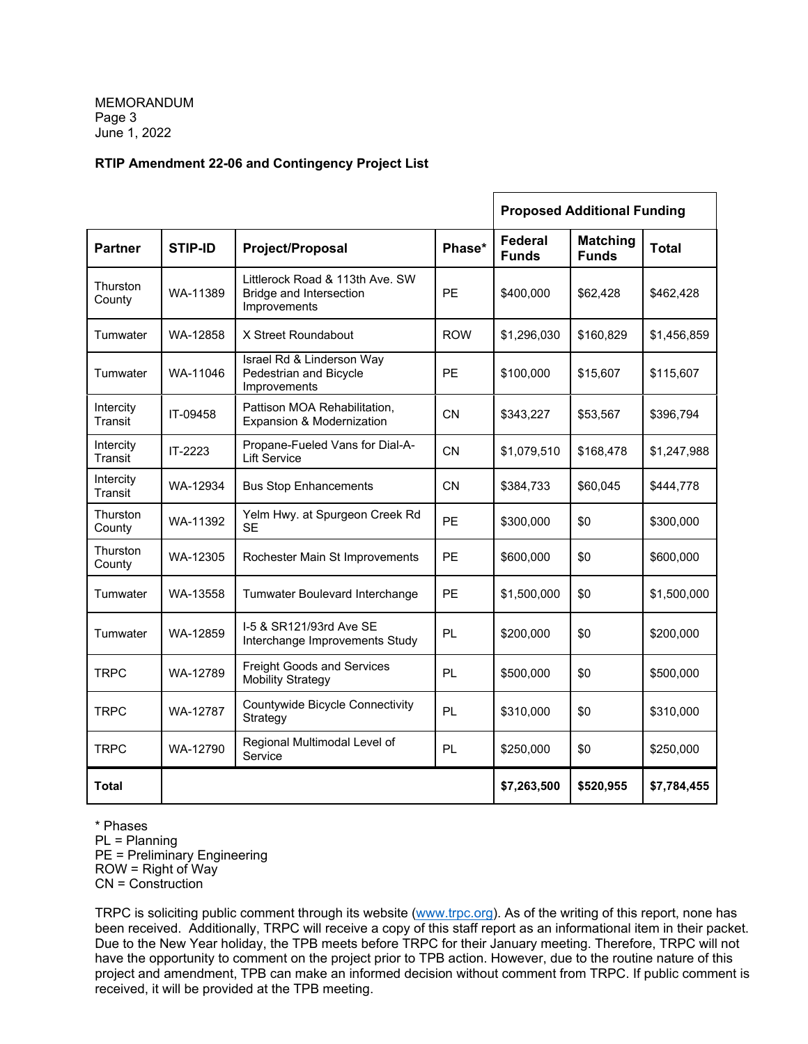MEMORANDUM
Page 3
June 1, 2022

**RTIP Amendment 22-06 and Contingency Project List**

| | | | | Proposed Additional Funding | | |
|---|---|---|---|---|---|---|
| **Partner** | **STIP-ID** | **Project/Proposal** | **Phase*** | **Federal Funds** | **Matching Funds** | **Total** |
| Thurston County | WA-11389 | Littlerock Road & 113th Ave. SW Bridge and Intersection Improvements | PE | $400,000 | $62,428 | $462,428 |
| Tumwater | WA-12858 | X Street Roundabout | ROW | $1,296,030 | $160,829 | $1,456,859 |
| Tumwater | WA-11046 | Israel Rd & Linderson Way Pedestrian and Bicycle Improvements | PE | $100,000 | $15,607 | $115,607 |
| Intercity Transit | IT-09458 | Pattison MOA Rehabilitation, Expansion & Modernization | CN | $343,227 | $53,567 | $396,794 |
| Intercity Transit | IT-2223 | Propane-Fueled Vans for Dial-A-Lift Service | CN | $1,079,510 | $168,478 | $1,247,988 |
| Intercity Transit | WA-12934 | Bus Stop Enhancements | CN | $384,733 | $60,045 | $444,778 |
| Thurston County | WA-11392 | Yelm Hwy. at Spurgeon Creek Rd SE | PE | $300,000 | $0 | $300,000 |
| Thurston County | WA-12305 | Rochester Main St Improvements | PE | $600,000 | $0 | $600,000 |
| Tumwater | WA-13558 | Tumwater Boulevard Interchange | PE | $1,500,000 | $0 | $1,500,000 |
| Tumwater | WA-12859 | I-5 & SR121/93rd Ave SE Interchange Improvements Study | PL | $200,000 | $0 | $200,000 |
| TRPC | WA-12789 | Freight Goods and Services Mobility Strategy | PL | $500,000 | $0 | $500,000 |
| TRPC | WA-12787 | Countywide Bicycle Connectivity Strategy | PL | $310,000 | $0 | $310,000 |
| TRPC | WA-12790 | Regional Multimodal Level of Service | PL | $250,000 | $0 | $250,000 |
| **Total** | | | | **$7,263,500** | **$520,955** | **$7,784,455** |

\* Phases
PL = Planning
PE = Preliminary Engineering
ROW = Right of Way
CN = Construction

TRPC is soliciting public comment through its website (www.trpc.org). As of the writing of this report, none has been received. Additionally, TRPC will receive a copy of this staff report as an informational item in their packet. Due to the New Year holiday, the TPB meets before TRPC for their January meeting. Therefore, TRPC will not have the opportunity to comment on the project prior to TPB action. However, due to the routine nature of this project and amendment, TPB can make an informed decision without comment from TRPC. If public comment is received, it will be provided at the TPB meeting.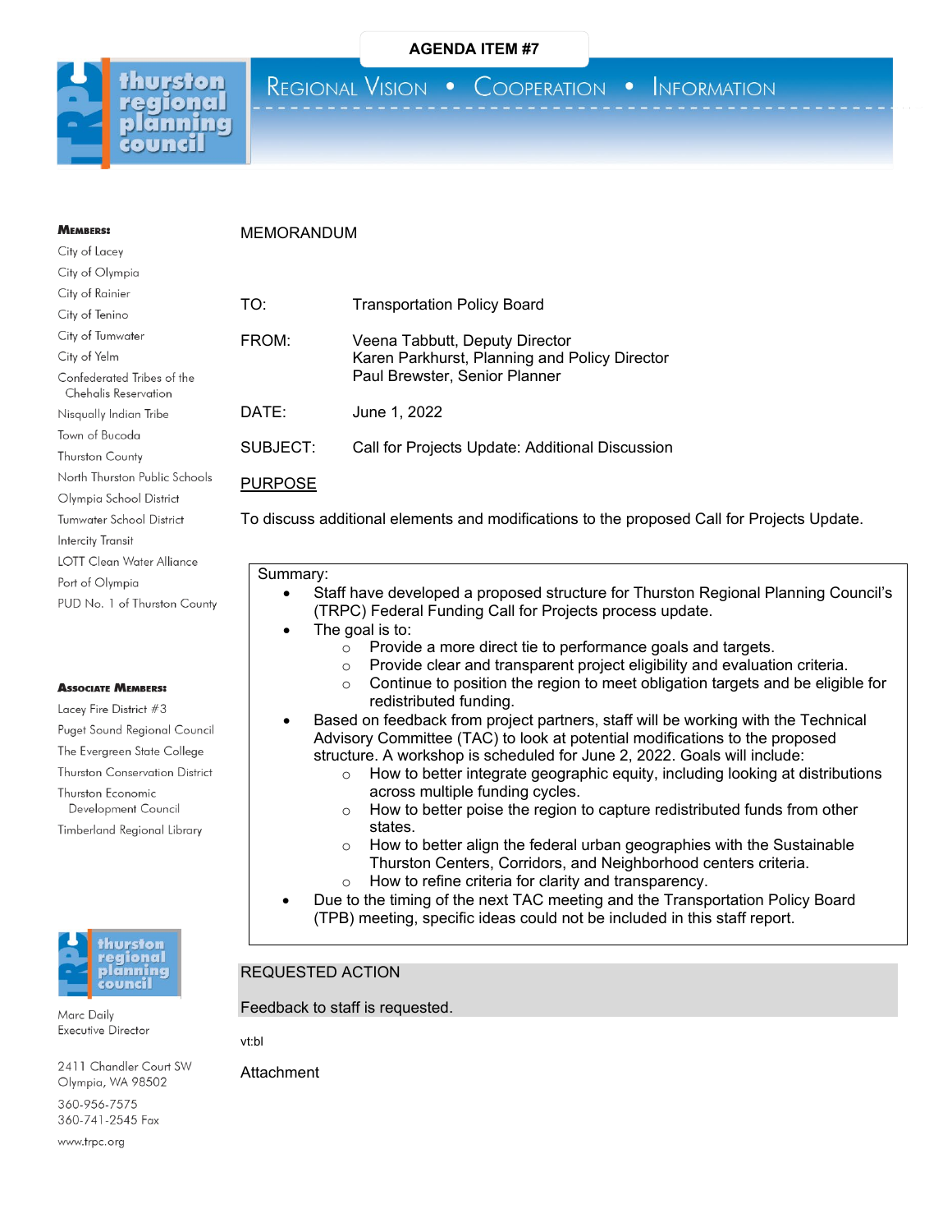**AGENDA ITEM #7**

thurston regional planning council

REGIONAL VISION • COOPERATION • INFORMATION

**MEMBERS:**
City of Lacey
City of Olympia
City of Rainier
City of Tenino
City of Tumwater
City of Yelm
Confederated Tribes of the Chehalis Reservation
Nisqually Indian Tribe
Town of Bucoda
Thurston County
North Thurston Public Schools
Olympia School District
Tumwater School District
Intercity Transit
LOTT Clean Water Alliance
Port of Olympia
PUD No. 1 of Thurston County

**ASSOCIATE MEMBERS:**
Lacey Fire District #3
Puget Sound Regional Council
The Evergreen State College
Thurston Conservation District
Thurston Economic Development Council
Timberland Regional Library

Marc Daily
Executive Director

2411 Chandler Court SW
Olympia, WA 98502
360-956-7575
360-741-2545 Fax
www.trpc.org

MEMORANDUM

| | |
|---|---|
| TO: | Transportation Policy Board |
| FROM: | Veena Tabbutt, Deputy Director<br>Karen Parkhurst, Planning and Policy Director<br>Paul Brewster, Senior Planner |
| DATE: | June 1, 2022 |
| SUBJECT: | Call for Projects Update: Additional Discussion |

## PURPOSE

To discuss additional elements and modifications to the proposed Call for Projects Update.

Summary:

- Staff have developed a proposed structure for Thurston Regional Planning Council's (TRPC) Federal Funding Call for Projects process update.
- The goal is to:
  - Provide a more direct tie to performance goals and targets.
  - Provide clear and transparent project eligibility and evaluation criteria.
  - Continue to position the region to meet obligation targets and be eligible for redistributed funding.
- Based on feedback from project partners, staff will be working with the Technical Advisory Committee (TAC) to look at potential modifications to the proposed structure. A workshop is scheduled for June 2, 2022. Goals will include:
  - How to better integrate geographic equity, including looking at distributions across multiple funding cycles.
  - How to better poise the region to capture redistributed funds from other states.
  - How to better align the federal urban geographies with the Sustainable Thurston Centers, Corridors, and Neighborhood centers criteria.
  - How to refine criteria for clarity and transparency.
- Due to the timing of the next TAC meeting and the Transportation Policy Board (TPB) meeting, specific ideas could not be included in this staff report.

## REQUESTED ACTION

Feedback to staff is requested.

vt:bl

Attachment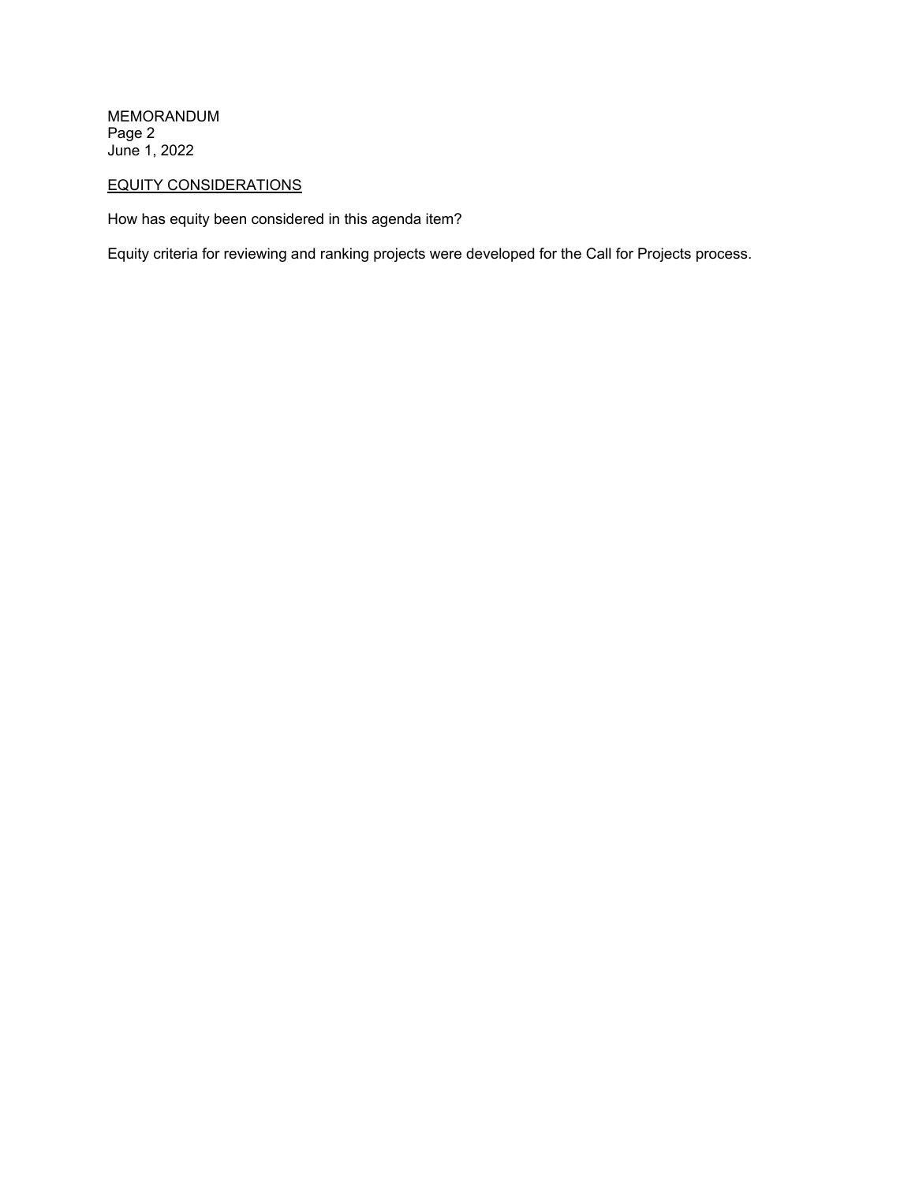## EQUITY CONSIDERATIONS

How has equity been considered in this agenda item?

Equity criteria for reviewing and ranking projects were developed for the Call for Projects process.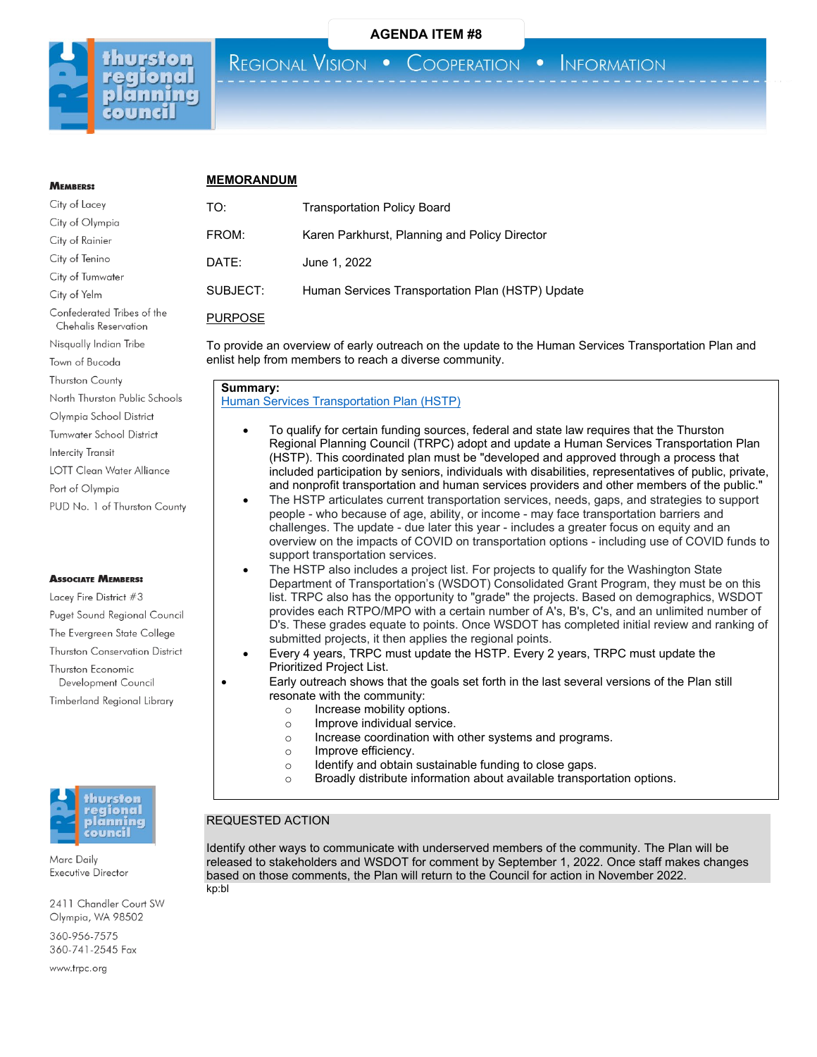AGENDA ITEM #8

thurston regional planning council

REGIONAL VISION • COOPERATION • INFORMATION

**MEMBERS:**

City of Lacey
City of Olympia
City of Rainier
City of Tenino
City of Tumwater
City of Yelm
Confederated Tribes of the Chehalis Reservation
Nisqually Indian Tribe
Town of Bucoda
Thurston County
North Thurston Public Schools
Olympia School District
Tumwater School District
Intercity Transit
LOTT Clean Water Alliance
Port of Olympia
PUD No. 1 of Thurston County

**ASSOCIATE MEMBERS:**

Lacey Fire District #3
Puget Sound Regional Council
The Evergreen State College
Thurston Conservation District
Thurston Economic Development Council
Timberland Regional Library

Marc Daily
Executive Director

2411 Chandler Court SW
Olympia, WA 98502

360-956-7575
360-741-2545 Fax

www.trpc.org

## MEMORANDUM

TO: Transportation Policy Board

FROM: Karen Parkhurst, Planning and Policy Director

DATE: June 1, 2022

SUBJECT: Human Services Transportation Plan (HSTP) Update

### PURPOSE

To provide an overview of early outreach on the update to the Human Services Transportation Plan and enlist help from members to reach a diverse community.

**Summary:**
Human Services Transportation Plan (HSTP)

- To qualify for certain funding sources, federal and state law requires that the Thurston Regional Planning Council (TRPC) adopt and update a Human Services Transportation Plan (HSTP). This coordinated plan must be "developed and approved through a process that included participation by seniors, individuals with disabilities, representatives of public, private, and nonprofit transportation and human services providers and other members of the public."
- The HSTP articulates current transportation services, needs, gaps, and strategies to support people - who because of age, ability, or income - may face transportation barriers and challenges. The update - due later this year - includes a greater focus on equity and an overview on the impacts of COVID on transportation options - including use of COVID funds to support transportation services.
- The HSTP also includes a project list. For projects to qualify for the Washington State Department of Transportation's (WSDOT) Consolidated Grant Program, they must be on this list. TRPC also has the opportunity to "grade" the projects. Based on demographics, WSDOT provides each RTPO/MPO with a certain number of A's, B's, C's, and an unlimited number of D's. These grades equate to points. Once WSDOT has completed initial review and ranking of submitted projects, it then applies the regional points.
- Every 4 years, TRPC must update the HSTP. Every 2 years, TRPC must update the Prioritized Project List.
- Early outreach shows that the goals set forth in the last several versions of the Plan still resonate with the community:
  - Increase mobility options.
  - Improve individual service.
  - Increase coordination with other systems and programs.
  - Improve efficiency.
  - Identify and obtain sustainable funding to close gaps.
  - Broadly distribute information about available transportation options.

### REQUESTED ACTION

Identify other ways to communicate with underserved members of the community. The Plan will be released to stakeholders and WSDOT for comment by September 1, 2022. Once staff makes changes based on those comments, the Plan will return to the Council for action in November 2022.

kp:bl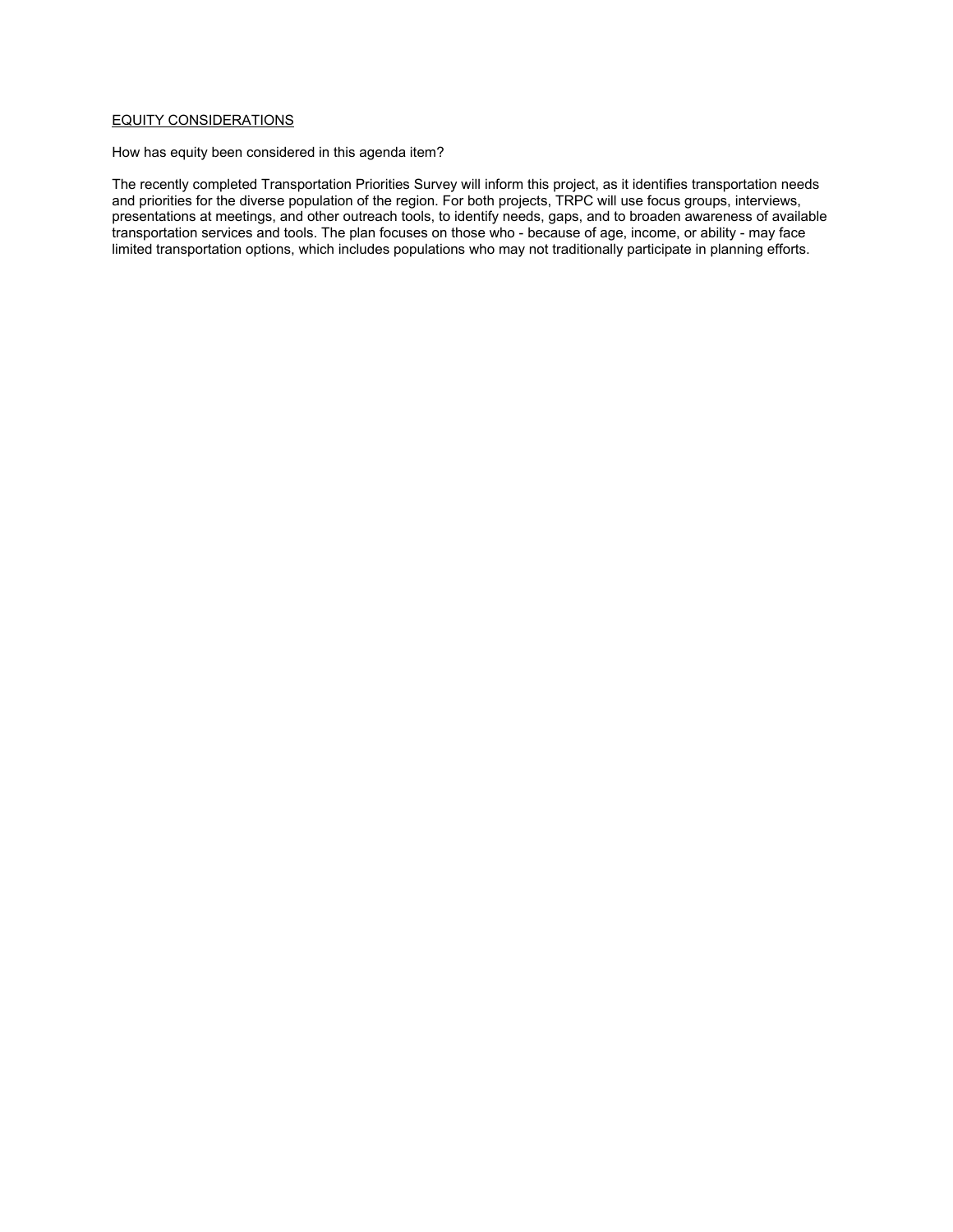EQUITY CONSIDERATIONS

How has equity been considered in this agenda item?

The recently completed Transportation Priorities Survey will inform this project, as it identifies transportation needs and priorities for the diverse population of the region. For both projects, TRPC will use focus groups, interviews, presentations at meetings, and other outreach tools, to identify needs, gaps, and to broaden awareness of available transportation services and tools. The plan focuses on those who - because of age, income, or ability - may face limited transportation options, which includes populations who may not traditionally participate in planning efforts.